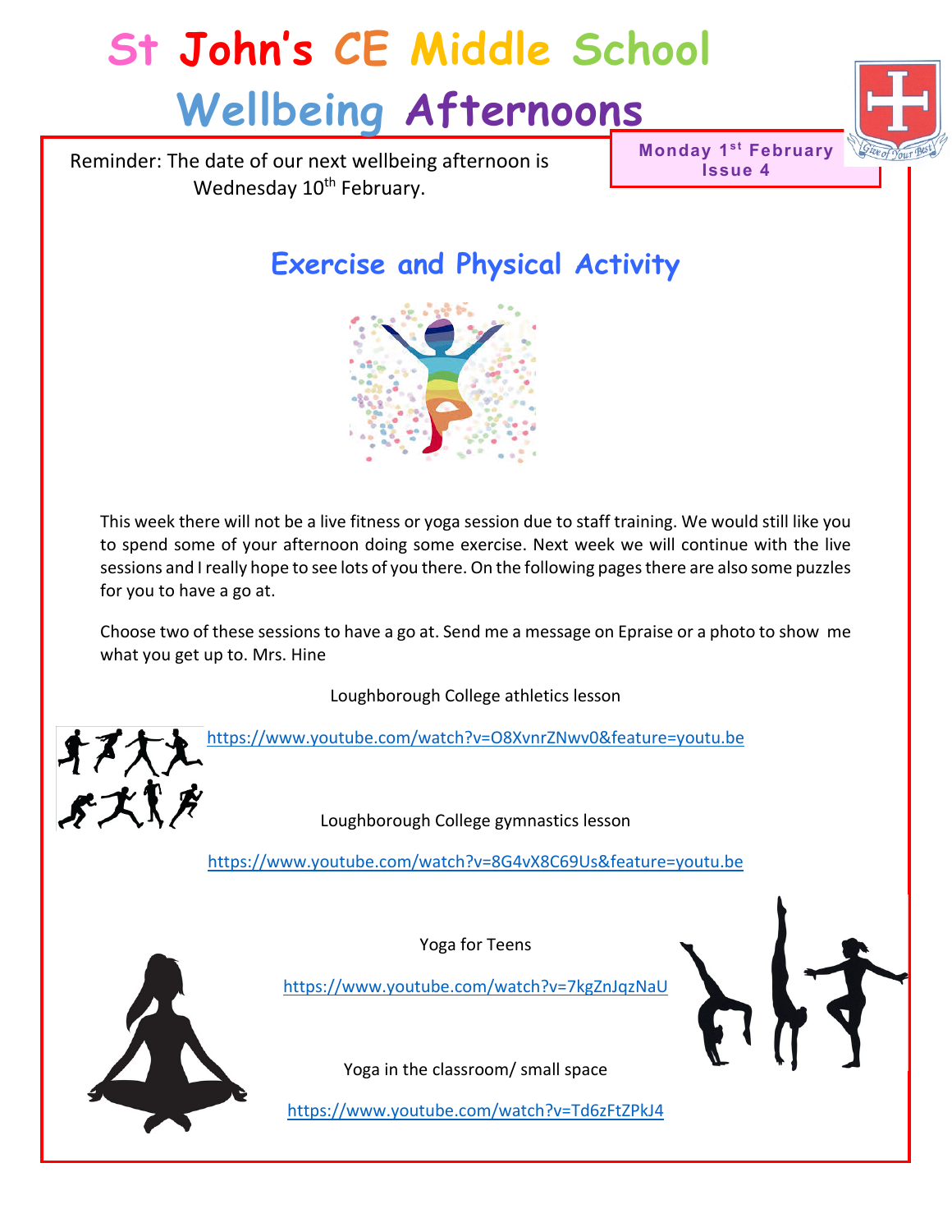# St John's CE Middle School

# Wellbeing Afternoons

Reminder: The date of our next wellbeing afternoon is Wednesday 10th February.

**Monday 1st February**
**Issue 4**

## Exercise and Physical Activity

This week there will not be a live fitness or yoga session due to staff training. We would still like you to spend some of your afternoon doing some exercise. Next week we will continue with the live sessions and I really hope to see lots of you there. On the following pages there are also some puzzles for you to have a go at.

Choose two of these sessions to have a go at. Send me a message on Epraise or a photo to show me what you get up to. Mrs. Hine

Loughborough College athletics lesson

https://www.youtube.com/watch?v=O8XvnrZNwv0&feature=youtu.be

Loughborough College gymnastics lesson

https://www.youtube.com/watch?v=8G4vX8C69Us&feature=youtu.be

Yoga for Teens

https://www.youtube.com/watch?v=7kgZnJqzNaU

Yoga in the classroom/ small space

https://www.youtube.com/watch?v=Td6zFtZPkJ4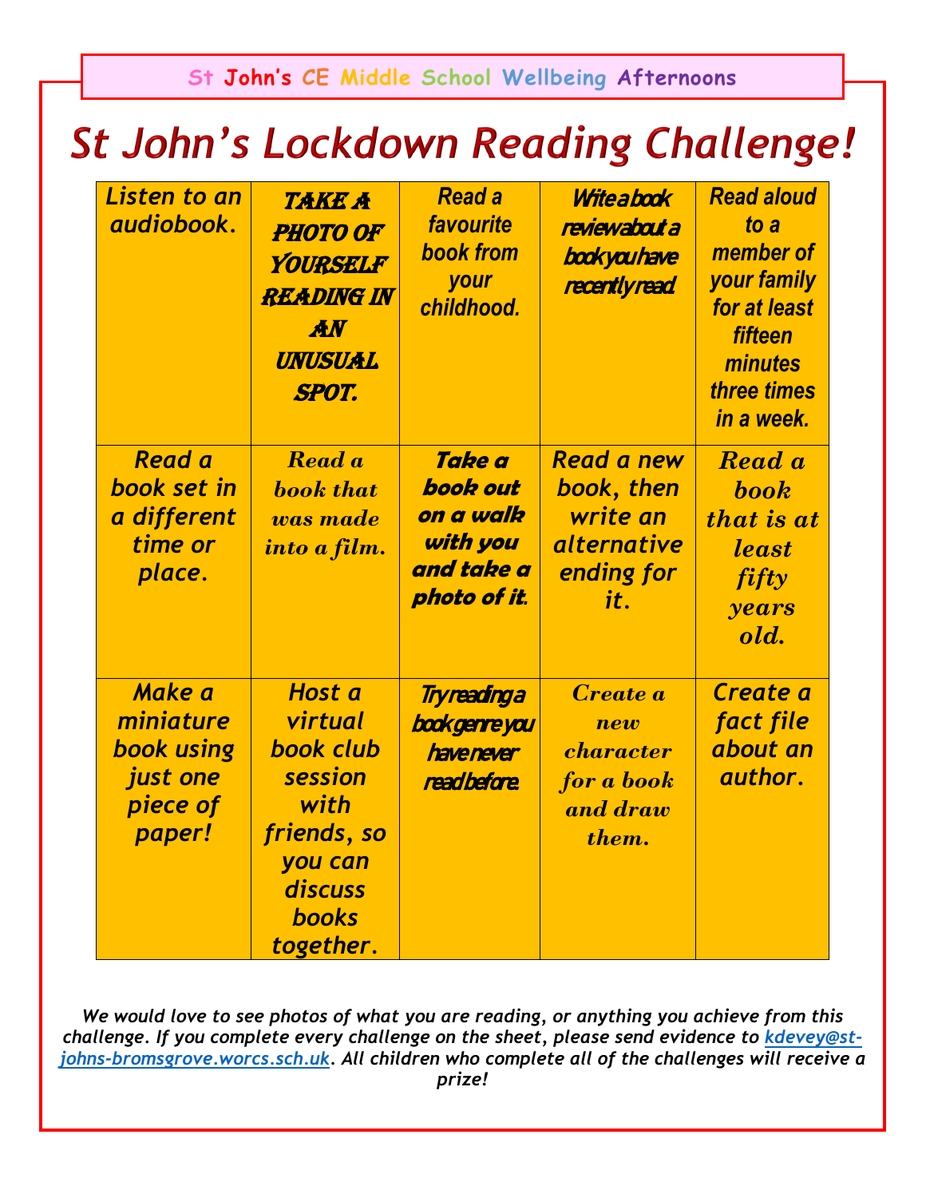St John's CE Middle School Wellbeing Afternoons

# St John's Lockdown Reading Challenge!

| | | | | |
|---|---|---|---|---|
| Listen to an audiobook. | Take a photo of yourself reading in an unusual spot. | Read a favourite book from your childhood. | Write a book review about a book you have recently read. | Read aloud to a member of your family for at least fifteen minutes three times in a week. |
| Read a book set in a different time or place. | Read a book that was made into a film. | Take a book out on a walk with you and take a photo of it. | Read a new book, then write an alternative ending for it. | Read a book that is at least fifty years old. |
| Make a miniature book using just one piece of paper! | Host a virtual book club session with friends, so you can discuss books together. | Try reading a book genre you have never read before. | Create a new character for a book and draw them. | Create a fact file about an author. |

*We would love to see photos of what you are reading, or anything you achieve from this challenge. If you complete every challenge on the sheet, please send evidence to [kdevey@st-johns-bromsgrove.worcs.sch.uk](mailto:kdevey@st-johns-bromsgrove.worcs.sch.uk). All children who complete all of the challenges will receive a prize!*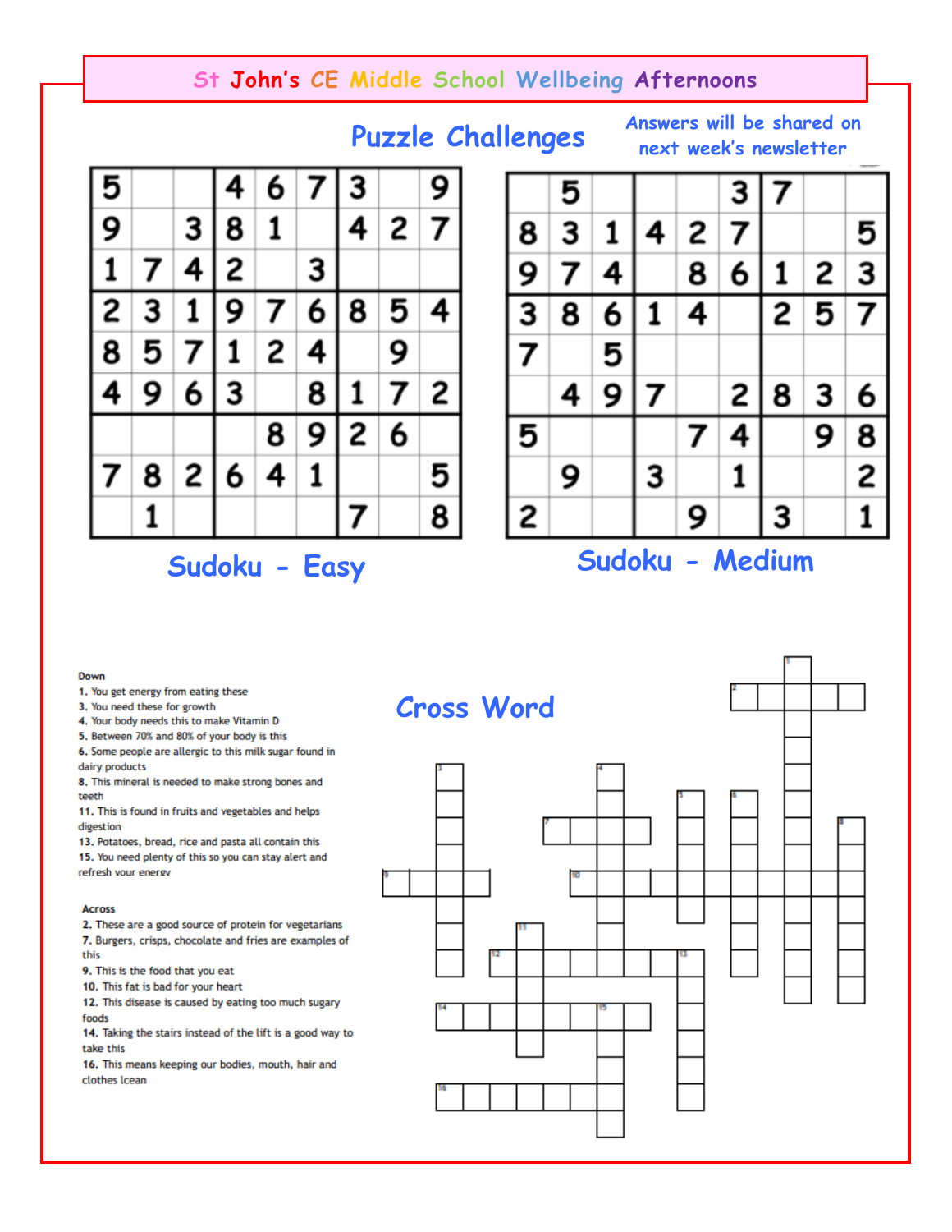# St John's CE Middle School Wellbeing Afternoons

## Puzzle Challenges

Answers will be shared on next week's newsletter

### Sudoku - Easy

| | | | | | | | | |
|---|---|---|---|---|---|---|---|---|
| 5 | | | 4 | 6 | 7 | 3 | | 9 |
| 9 | | 3 | 8 | 1 | | 4 | 2 | 7 |
| 1 | 7 | 4 | 2 | | 3 | | | |
| 2 | 3 | 1 | 9 | 7 | 6 | 8 | 5 | 4 |
| 8 | 5 | 7 | 1 | 2 | 4 | | 9 | |
| 4 | 9 | 6 | 3 | | 8 | 1 | 7 | 2 |
| | | | | 8 | 9 | 2 | 6 | |
| 7 | 8 | 2 | 6 | 4 | 1 | | | 5 |
| | 1 | | | | | 7 | | 8 |

### Sudoku - Medium

| | | | | | | | | |
|---|---|---|---|---|---|---|---|---|
| | 5 | | | | 3 | 7 | | |
| 8 | 3 | 1 | 4 | 2 | 7 | | | 5 |
| 9 | 7 | 4 | | 8 | 6 | 1 | 2 | 3 |
| 3 | 8 | 6 | 1 | 4 | | 2 | 5 | 7 |
| 7 | | 5 | | | | | | |
| | 4 | 9 | 7 | | 2 | 8 | 3 | 6 |
| 5 | | | | 7 | 4 | | 9 | 8 |
| | 9 | | 3 | | 1 | | | 2 |
| 2 | | | | 9 | | 3 | | 1 |

### Cross Word

**Down**

1. You get energy from eating these
3. You need these for growth
4. Your body needs this to make Vitamin D
5. Between 70% and 80% of your body is this
6. Some people are allergic to this milk sugar found in dairy products
8. This mineral is needed to make strong bones and teeth
11. This is found in fruits and vegetables and helps digestion
13. Potatoes, bread, rice and pasta all contain this
15. You need plenty of this so you can stay alert and refresh your energy

**Across**

2. These are a good source of protein for vegetarians
7. Burgers, crisps, chocolate and fries are examples of this
9. This is the food that you eat
10. This fat is bad for your heart
12. This disease is caused by eating too much sugary foods
14. Taking the stairs instead of the lift is a good way to take this
16. This means keeping our bodies, mouth, hair and clothes lcean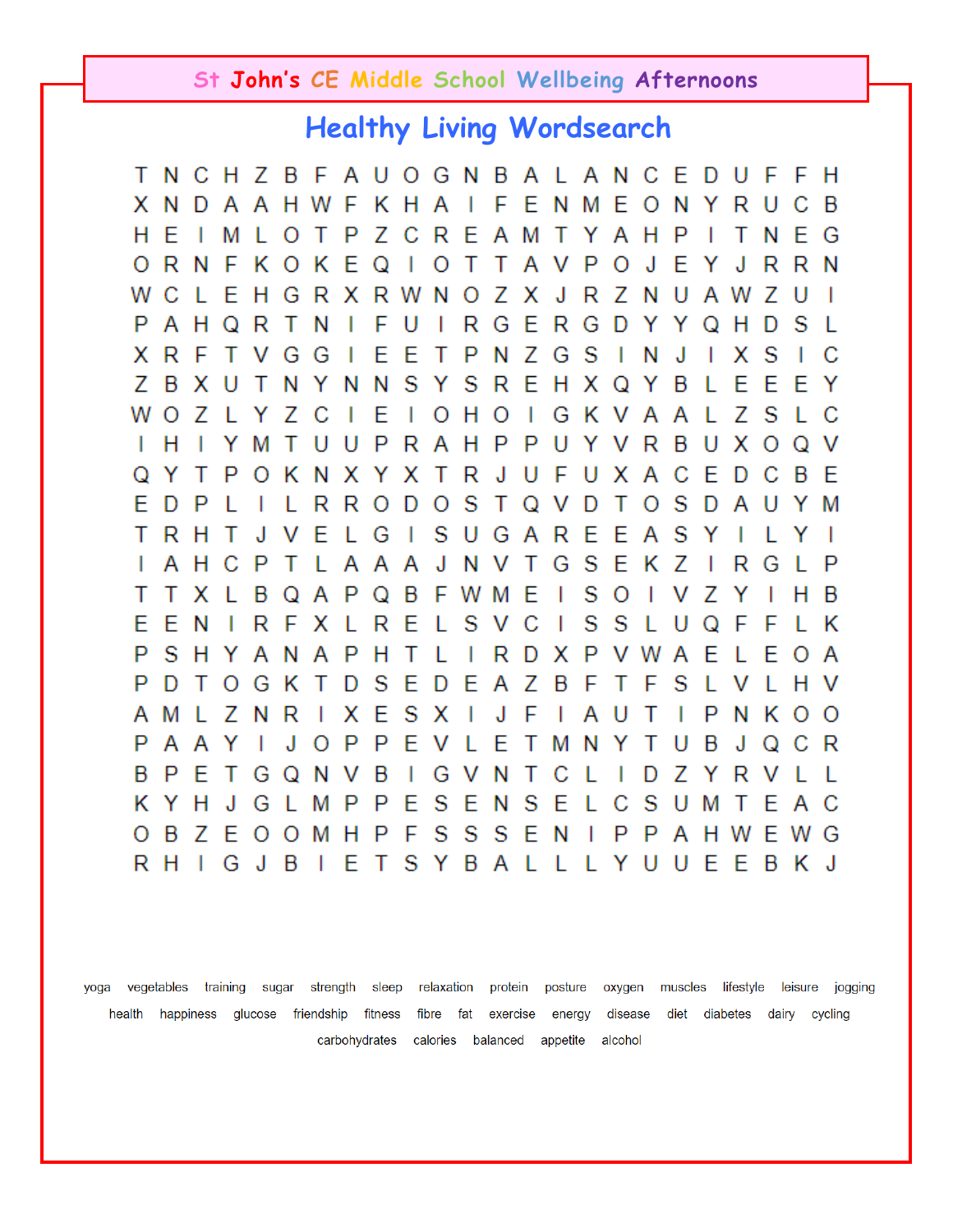# St John's CE Middle School Wellbeing Afternoons

## Healthy Living Wordsearch

```
T N C H Z B F A U O G N B A L A N C E D U F F H
X N D A A H W F K H A I F E N M E O N Y R U C B
H E I M L O T P Z C R E A M T Y A H P I T N E G
O R N F K O K E Q I O T T A V P O J E Y J R R N
W C L E H G R X R W N O Z X J R Z N U A W Z U I
P A H Q R T N I F U I R G E R G D Y Y Q H D S L
X R F T V G G I E E T P N Z G S I N J I X S I C
Z B X U T N Y N N S Y S R E H X Q Y B L E E E Y
W O Z L Y Z C I E I O H O I G K V A A L Z S L C
I H I Y M T U U P R A H P P U Y V R B U X O Q V
Q Y T P O K N X Y X T R J U F U X A C E D C B E
E D P L I L R R O D O S T Q V D T O S D A U Y M
T R H T J V E L G I S U G A R E E A S Y I L Y I
I A H C P T L A A A J N V T G S E K Z I R G L P
T T X L B Q A P Q B F W M E I S O I V Z Y I H B
E E N I R F X L R E L S V C I S S L U Q F F L K
P S H Y A N A P H T L I R D X P V W A E L E O A
P D T O G K T D S E D E A Z B F T F S L V L H V
A M L Z N R I X E S X I J F I A U T I P N K O O
P A A Y I J O P P E V L E T M N Y T U B J Q C R
B P E T G Q N V B I G V N T C L I D Z Y R V L L
K Y H J G L M P P E S E N S E L C S U M T E A C
O B Z E O O M H P F S S S E N I P P A H W E W G
R H I G J B I E T S Y B A L L L Y U U E E B K J
```

yoga vegetables training sugar strength sleep relaxation protein posture oxygen muscles lifestyle leisure jogging

health happiness glucose friendship fitness fibre fat exercise energy disease diet diabetes dairy cycling

carbohydrates calories balanced appetite alcohol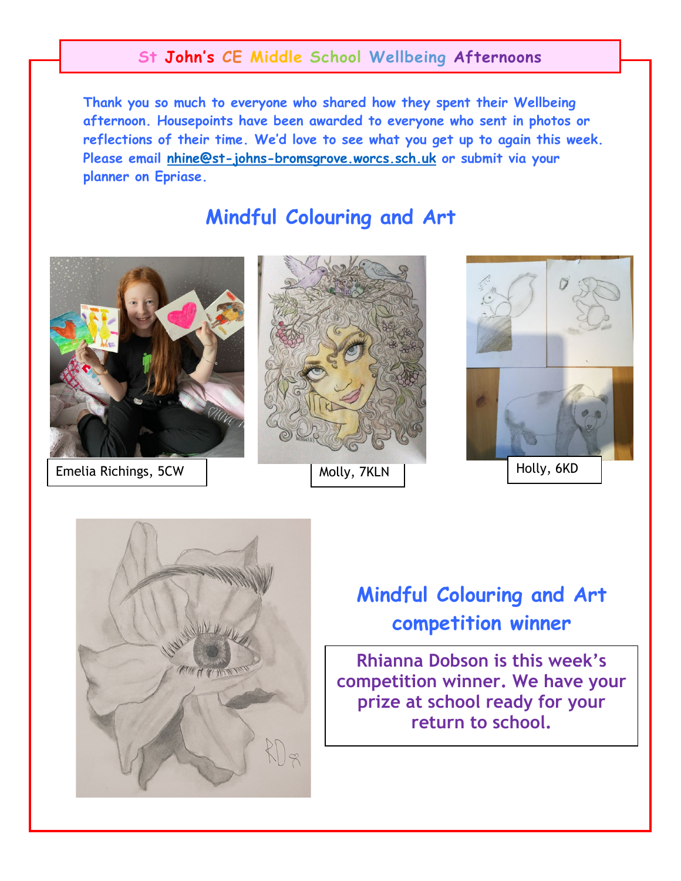# St John's CE Middle School Wellbeing Afternoons

**Thank you so much to everyone who shared how they spent their Wellbeing afternoon. Housepoints have been awarded to everyone who sent in photos or reflections of their time. We'd love to see what you get up to again this week. Please email nhine@st-johns-bromsgrove.worcs.sch.uk or submit via your planner on Epriase.**

## Mindful Colouring and Art

Emelia Richings, 5CW

Molly, 7KLN

Holly, 6KD

## Mindful Colouring and Art competition winner

**Rhianna Dobson is this week's competition winner. We have your prize at school ready for your return to school.**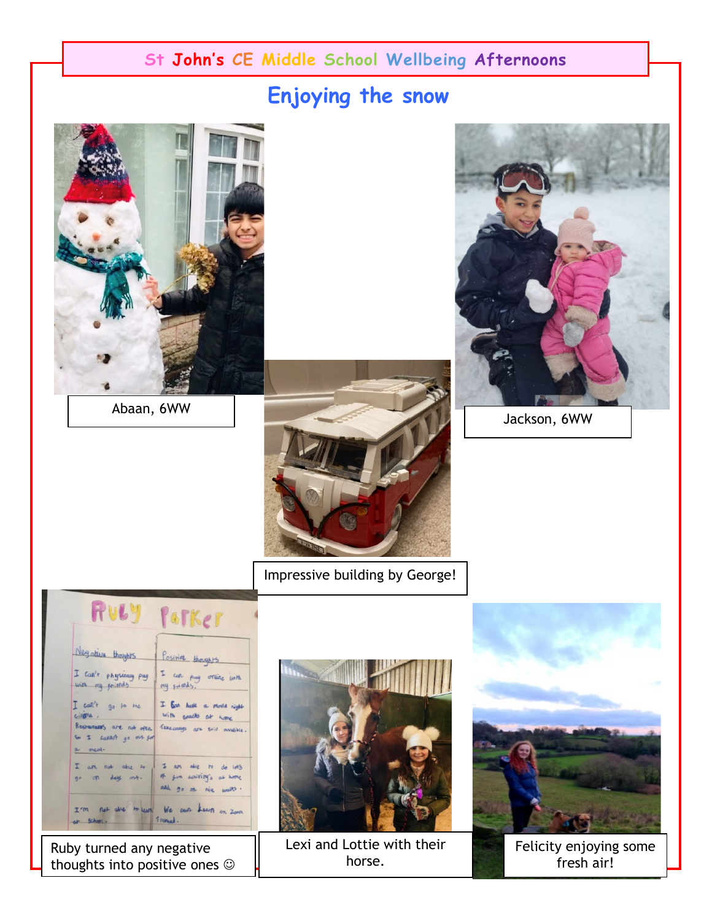# St John's CE Middle School Wellbeing Afternoons

## Enjoying the snow

Abaan, 6WW

Jackson, 6WW

Impressive building by George!

Ruby turned any negative thoughts into positive ones ☺

Lexi and Lottie with their horse.

Felicity enjoying some fresh air!